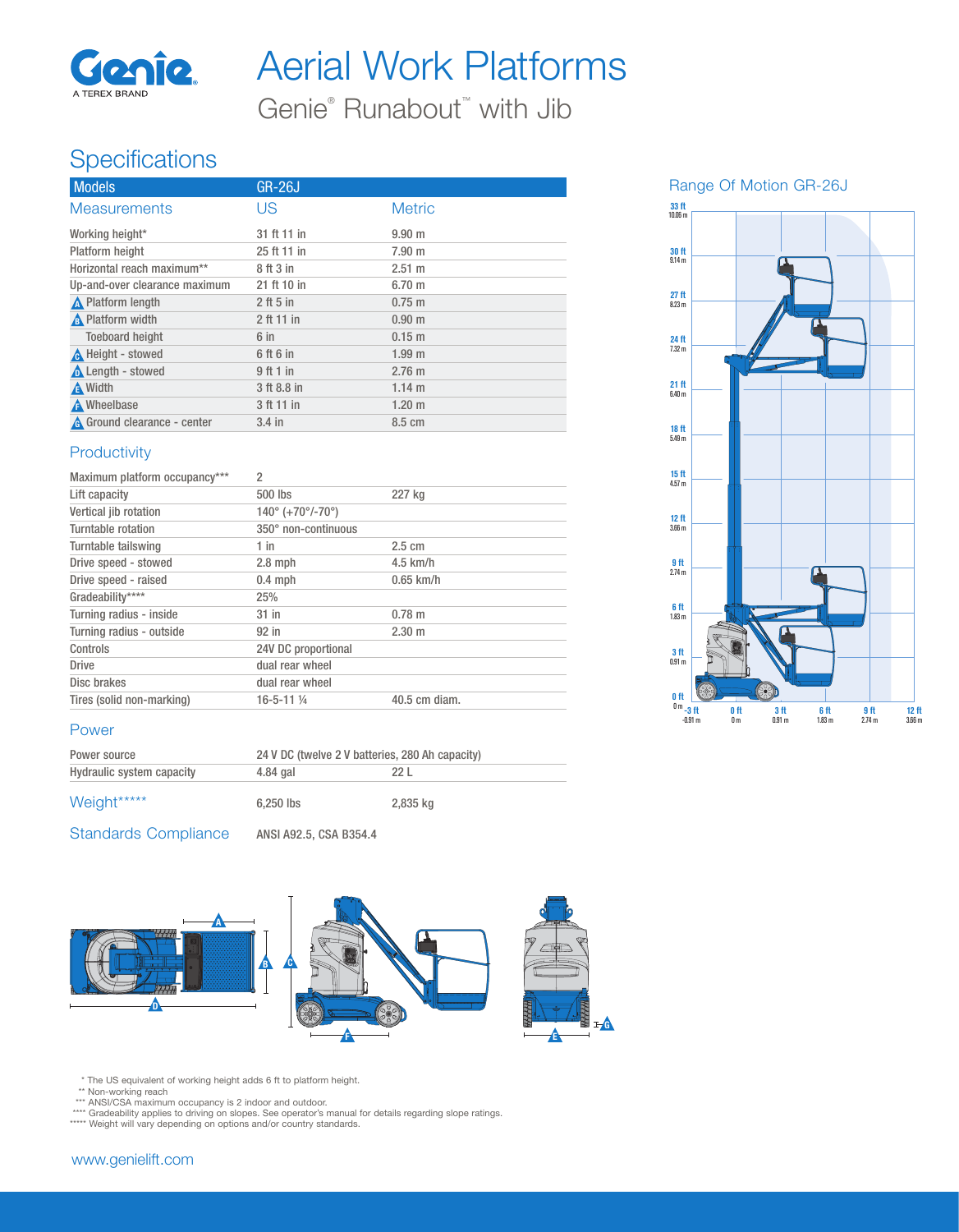# Aerial Work Platforms

Genie® Runabout™ with Jib

## Specifications

| Models | GR-26J | |
|---|---|---|
| **Measurements** | **US** | **Metric** |
| Working height* | 31 ft 11 in | 9.90 m |
| Platform height | 25 ft 11 in | 7.90 m |
| Horizontal reach maximum** | 8 ft 3 in | 2.51 m |
| Up-and-over clearance maximum | 21 ft 10 in | 6.70 m |
| A Platform length | 2 ft 5 in | 0.75 m |
| B Platform width | 2 ft 11 in | 0.90 m |
| Toeboard height | 6 in | 0.15 m |
| C Height - stowed | 6 ft 6 in | 1.99 m |
| D Length - stowed | 9 ft 1 in | 2.76 m |
| E Width | 3 ft 8.8 in | 1.14 m |
| F Wheelbase | 3 ft 11 in | 1.20 m |
| G Ground clearance - center | 3.4 in | 8.5 cm |

### Productivity

| | | |
|---|---|---|
| Maximum platform occupancy*** | 2 | |
| Lift capacity | 500 lbs | 227 kg |
| Vertical jib rotation | 140° (+70°/-70°) | |
| Turntable rotation | 350° non-continuous | |
| Turntable tailswing | 1 in | 2.5 cm |
| Drive speed - stowed | 2.8 mph | 4.5 km/h |
| Drive speed - raised | 0.4 mph | 0.65 km/h |
| Gradeability**** | 25% | |
| Turning radius - inside | 31 in | 0.78 m |
| Turning radius - outside | 92 in | 2.30 m |
| Controls | 24V DC proportional | |
| Drive | dual rear wheel | |
| Disc brakes | dual rear wheel | |
| Tires (solid non-marking) | 16-5-11 ¼ | 40.5 cm diam. |

### Power

| | | |
|---|---|---|
| Power source | 24 V DC (twelve 2 V batteries, 280 Ah capacity) | |
| Hydraulic system capacity | 4.84 gal | 22 L |

### Weight*****

6,250 lbs | 2,835 kg

### Standards Compliance

ANSI A92.5, CSA B354.4

## Range Of Motion GR-26J

\* The US equivalent of working height adds 6 ft to platform height.
\** Non-working reach
\*** ANSI/CSA maximum occupancy is 2 indoor and outdoor.
\**** Gradeability applies to driving on slopes. See operator's manual for details regarding slope ratings.
\***** Weight will vary depending on options and/or country standards.

www.genielift.com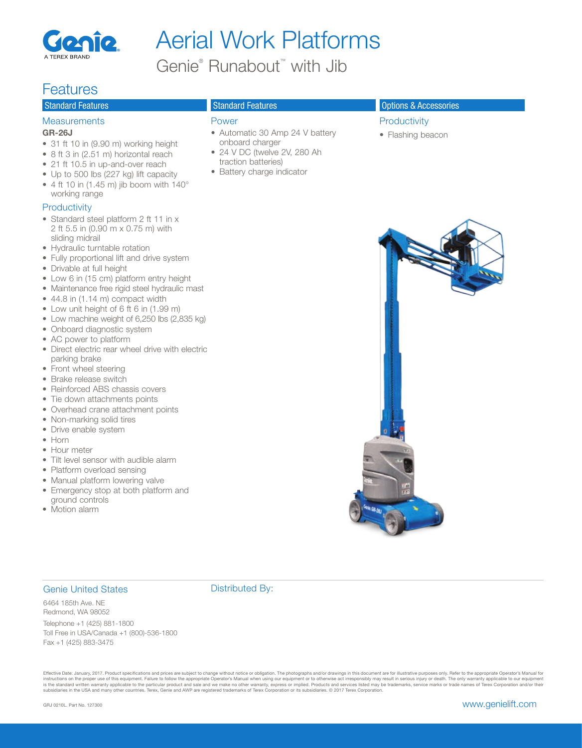# Aerial Work Platforms

## Genie® Runabout™ with Jib

## Features

### Standard Features

#### Measurements

**GR-26J**

- 31 ft 10 in (9.90 m) working height
- 8 ft 3 in (2.51 m) horizontal reach
- 21 ft 10.5 in up-and-over reach
- Up to 500 lbs (227 kg) lift capacity
- 4 ft 10 in (1.45 m) jib boom with 140° working range

#### Productivity

- Standard steel platform 2 ft 11 in x 2 ft 5.5 in (0.90 m x 0.75 m) with sliding midrail
- Hydraulic turntable rotation
- Fully proportional lift and drive system
- Drivable at full height
- Low 6 in (15 cm) platform entry height
- Maintenance free rigid steel hydraulic mast
- 44.8 in (1.14 m) compact width
- Low unit height of 6 ft 6 in (1.99 m)
- Low machine weight of 6,250 lbs (2,835 kg)
- Onboard diagnostic system
- AC power to platform
- Direct electric rear wheel drive with electric parking brake
- Front wheel steering
- Brake release switch
- Reinforced ABS chassis covers
- Tie down attachments points
- Overhead crane attachment points
- Non-marking solid tires
- Drive enable system
- Horn
- Hour meter
- Tilt level sensor with audible alarm
- Platform overload sensing
- Manual platform lowering valve
- Emergency stop at both platform and ground controls
- Motion alarm

### Standard Features

#### Power

- Automatic 30 Amp 24 V battery onboard charger
- 24 V DC (twelve 2V, 280 Ah traction batteries)
- Battery charge indicator

### Options & Accessories

#### Productivity

- Flashing beacon

### Genie United States

6464 185th Ave. NE
Redmond, WA 98052

Telephone +1 (425) 881-1800
Toll Free in USA/Canada +1 (800)-536-1800
Fax +1 (425) 883-3475

Distributed By:

Effective Date: January, 2017. Product specifications and prices are subject to change without notice or obligation. The photographs and/or drawings in this document are for illustrative purposes only. Refer to the appropriate Operator's Manual for instructions on the proper use of this equipment. Failure to follow the appropriate Operator's Manual when using our equipment or to otherwise act irresponsibly may result in serious injury or death. The only warranty applicable to our equipment is the standard written warranty applicable to the particular product and sale and we make no other warranty, express or implied. Products and services listed may be trademarks, service marks or trade names of Terex Corporation and/or their subsidiaries in the USA and many other countries. Terex, Genie and AWP are registered trademarks of Terex Corporation or its subsidiaries. © 2017 Terex Corporation.

GRJ 0210L. Part No. 127300

www.genielift.com